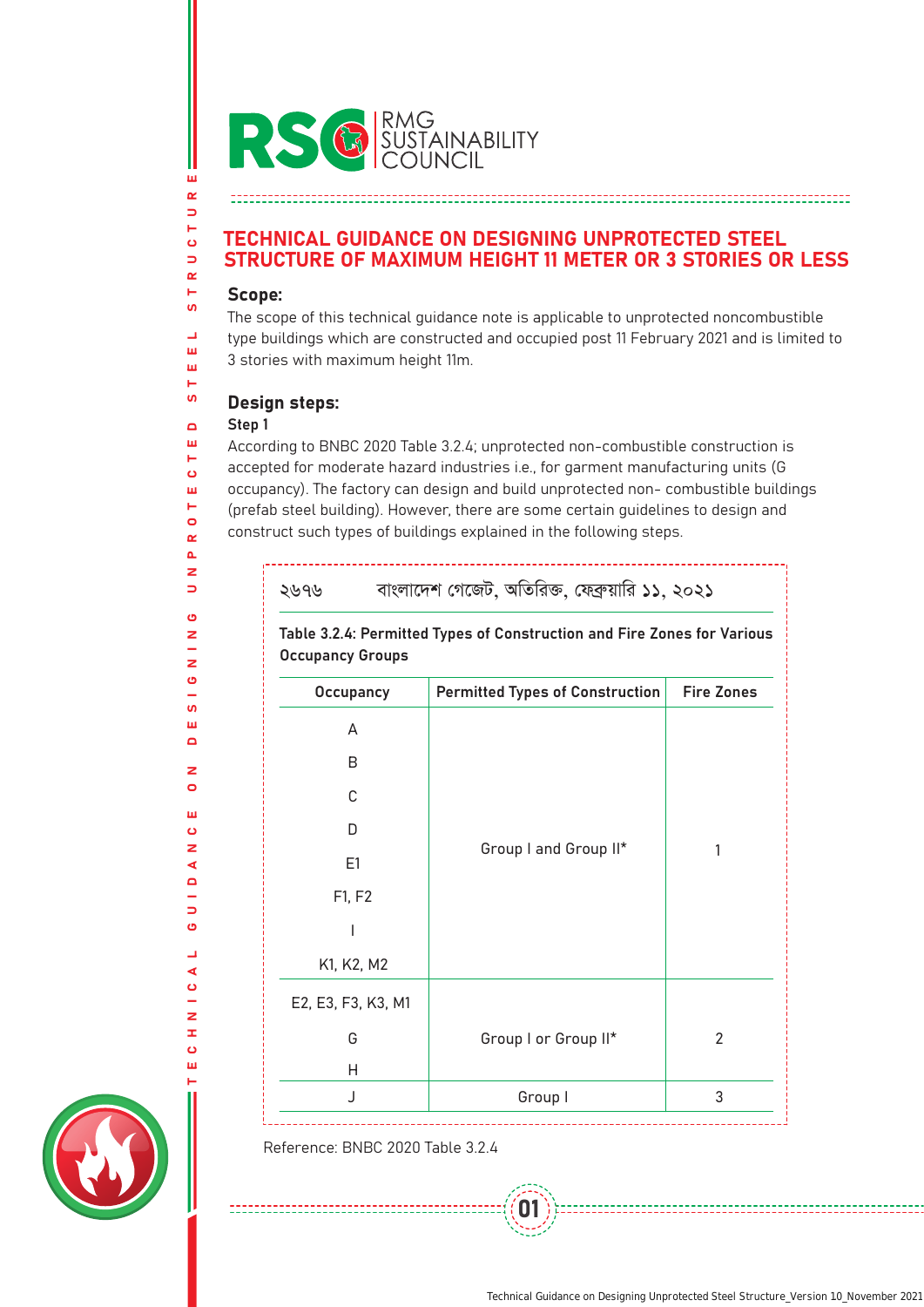# TECHNICAL GUIDANCE ON DESIGNING UNPROTECTED STEEL STRUCTURE OF MAXIMUM HEIGHT 11 METER OR 3 STORIES OR LESS

## Scope:

The scope of this technical guidance note is applicable to unprotected noncombustible type buildings which are constructed and occupied post 11 February 2021 and is limited to 3 stories with maximum height 11m.

## Design steps:

### Step 1

According to BNBC 2020 Table 3.2.4; unprotected non-combustible construction is accepted for moderate hazard industries i.e., for garment manufacturing units (G occupancy). The factory can design and build unprotected non- combustible buildings (prefab steel building). However, there are some certain guidelines to design and construct such types of buildings explained in the following steps.

২৬৭৬ বাংলাদেশ গেজেট, অতিরিক্ত, ফেব্রুয়ারি ১১, ২০২১

**Table 3.2.4: Permitted Types of Construction and Fire Zones for Various Occupancy Groups**

| Occupancy | Permitted Types of Construction | Fire Zones |
|---|---|---|
| A, B, C, D, E1, F1, F2, I, K1, K2, M2 | Group I and Group II* | 1 |
| E2, E3, F3, K3, M1, G, H | Group I or Group II* | 2 |
| J | Group I | 3 |

Reference: BNBC 2020 Table 3.2.4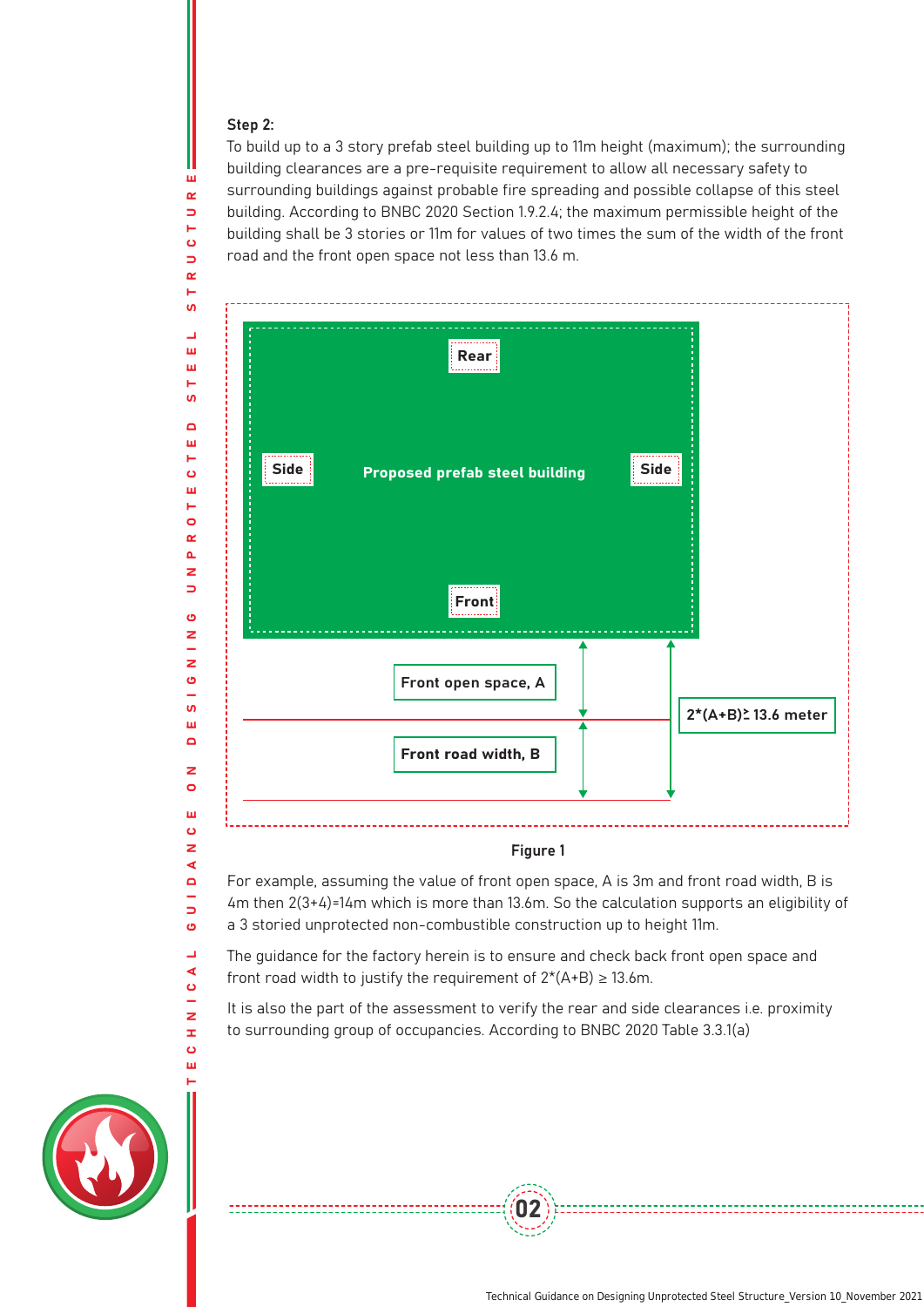**Step 2:**

To build up to a 3 story prefab steel building up to 11m height (maximum); the surrounding building clearances are a pre-requisite requirement to allow all necessary safety to surrounding buildings against probable fire spreading and possible collapse of this steel building. According to BNBC 2020 Section 1.9.2.4; the maximum permissible height of the building shall be 3 stories or 11m for values of two times the sum of the width of the front road and the front open space not less than 13.6 m.

Rear

Side

Proposed prefab steel building

Side

Front

Front open space, A

Front road width, B

$2*(A+B) \geq 13.6$ meter

Figure 1

For example, assuming the value of front open space, A is 3m and front road width, B is 4m then 2(3+4)=14m which is more than 13.6m. So the calculation supports an eligibility of a 3 storied unprotected non-combustible construction up to height 11m.

The guidance for the factory herein is to ensure and check back front open space and front road width to justify the requirement of $2*(A+B) \geq 13.6$m.

It is also the part of the assessment to verify the rear and side clearances i.e. proximity to surrounding group of occupancies. According to BNBC 2020 Table 3.3.1(a)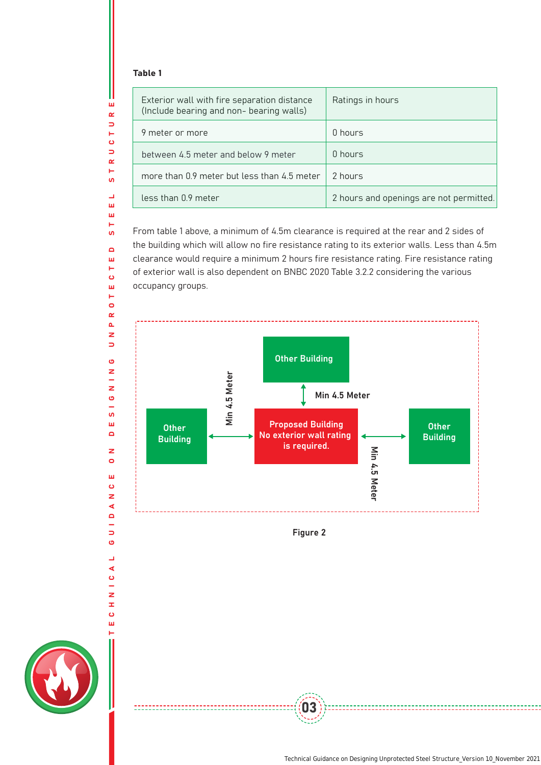**Table 1**

| Exterior wall with fire separation distance (Include bearing and non- bearing walls) | Ratings in hours |
| --- | --- |
| 9 meter or more | 0 hours |
| between 4.5 meter and below 9 meter | 0 hours |
| more than 0.9 meter but less than 4.5 meter | 2 hours |
| less than 0.9 meter | 2 hours and openings are not permitted. |

From table 1 above, a minimum of 4.5m clearance is required at the rear and 2 sides of the building which will allow no fire resistance rating to its exterior walls. Less than 4.5m clearance would require a minimum 2 hours fire resistance rating. Fire resistance rating of exterior wall is also dependent on BNBC 2020 Table 3.2.2 considering the various occupancy groups.

Other Building

Min 4.5 Meter

Other Building

Min 4.5 Meter

Proposed Building No exterior wall rating is required.

Other Building

Min 4.5 Meter

Figure 2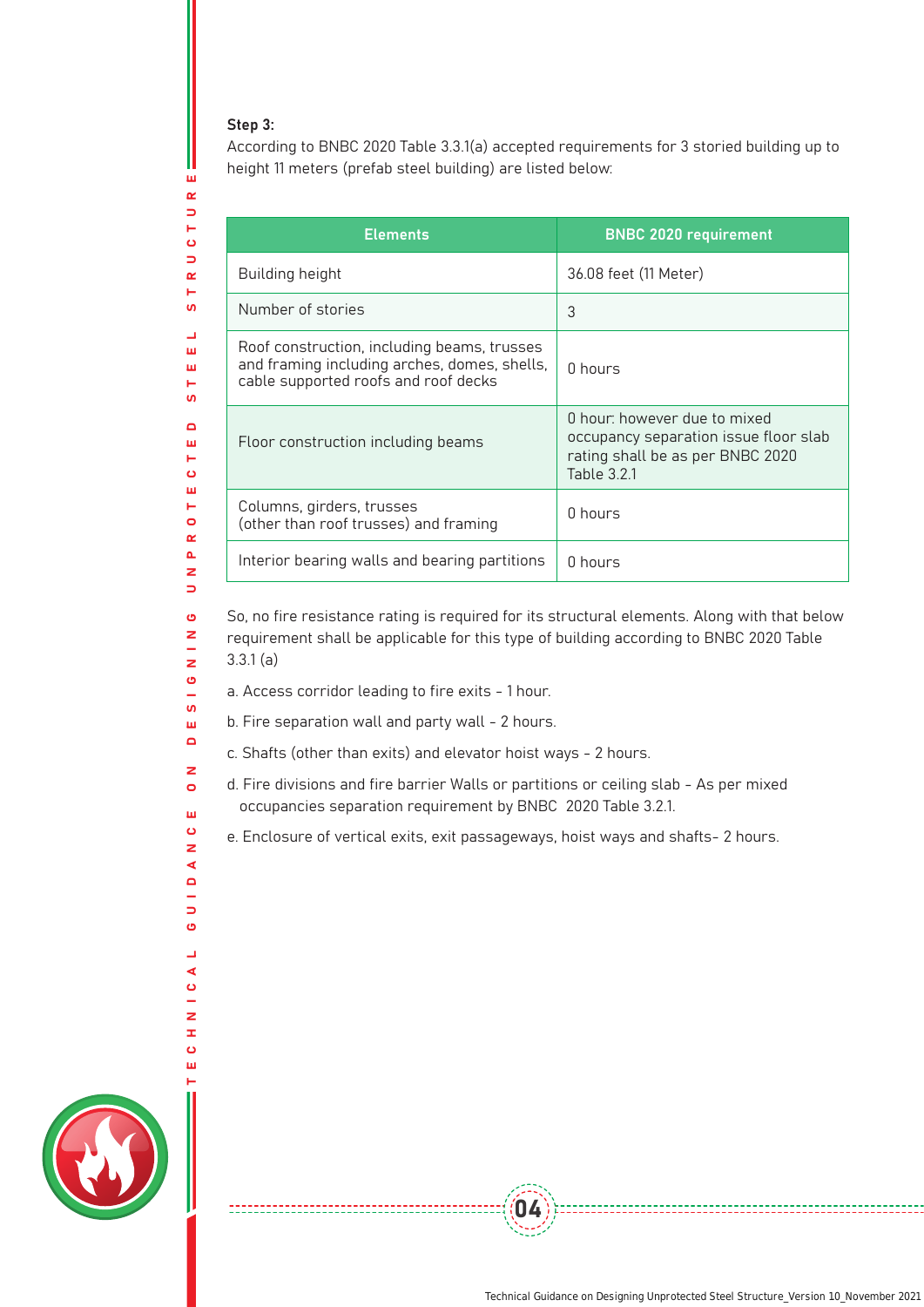**Step 3:**

According to BNBC 2020 Table 3.3.1(a) accepted requirements for 3 storied building up to height 11 meters (prefab steel building) are listed below:

| Elements | BNBC 2020 requirement |
|---|---|
| Building height | 36.08 feet (11 Meter) |
| Number of stories | 3 |
| Roof construction, including beams, trusses and framing including arches, domes, shells, cable supported roofs and roof decks | 0 hours |
| Floor construction including beams | 0 hour: however due to mixed occupancy separation issue floor slab rating shall be as per BNBC 2020 Table 3.2.1 |
| Columns, girders, trusses (other than roof trusses) and framing | 0 hours |
| Interior bearing walls and bearing partitions | 0 hours |

So, no fire resistance rating is required for its structural elements. Along with that below requirement shall be applicable for this type of building according to BNBC 2020 Table 3.3.1 (a)

a. Access corridor leading to fire exits - 1 hour.

b. Fire separation wall and party wall - 2 hours.

c. Shafts (other than exits) and elevator hoist ways - 2 hours.

d. Fire divisions and fire barrier Walls or partitions or ceiling slab - As per mixed occupancies separation requirement by BNBC 2020 Table 3.2.1.

e. Enclosure of vertical exits, exit passageways, hoist ways and shafts- 2 hours.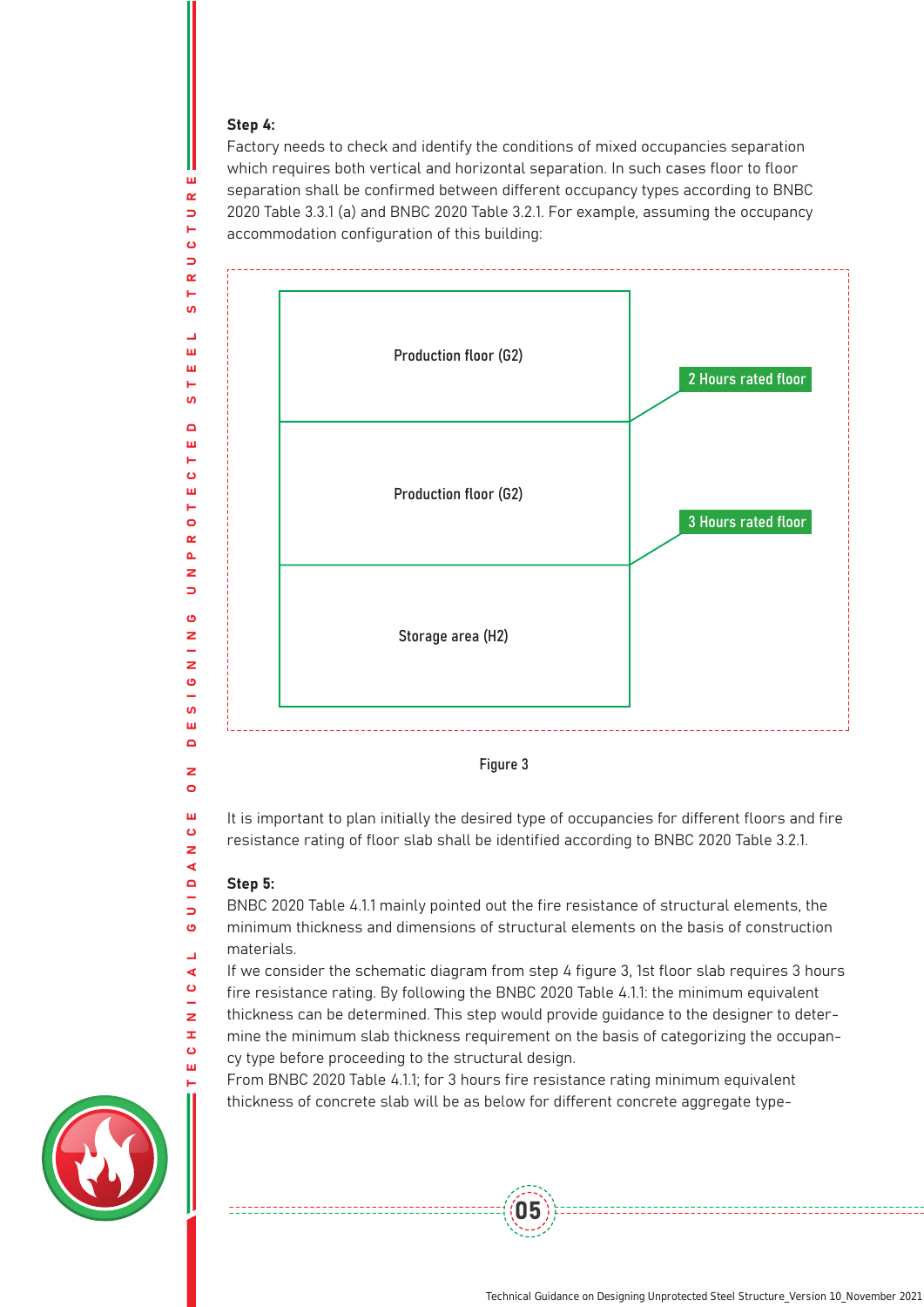**Step 4:**

Factory needs to check and identify the conditions of mixed occupancies separation which requires both vertical and horizontal separation. In such cases floor to floor separation shall be confirmed between different occupancy types according to BNBC 2020 Table 3.3.1 (a) and BNBC 2020 Table 3.2.1. For example, assuming the occupancy accommodation configuration of this building:

Production floor (G2)

2 Hours rated floor

Production floor (G2)

3 Hours rated floor

Storage area (H2)

Figure 3

It is important to plan initially the desired type of occupancies for different floors and fire resistance rating of floor slab shall be identified according to BNBC 2020 Table 3.2.1.

**Step 5:**

BNBC 2020 Table 4.1.1 mainly pointed out the fire resistance of structural elements, the minimum thickness and dimensions of structural elements on the basis of construction materials.

If we consider the schematic diagram from step 4 figure 3, 1st floor slab requires 3 hours fire resistance rating. By following the BNBC 2020 Table 4.1.1: the minimum equivalent thickness can be determined. This step would provide guidance to the designer to determine the minimum slab thickness requirement on the basis of categorizing the occupancy type before proceeding to the structural design.

From BNBC 2020 Table 4.1.1; for 3 hours fire resistance rating minimum equivalent thickness of concrete slab will be as below for different concrete aggregate type-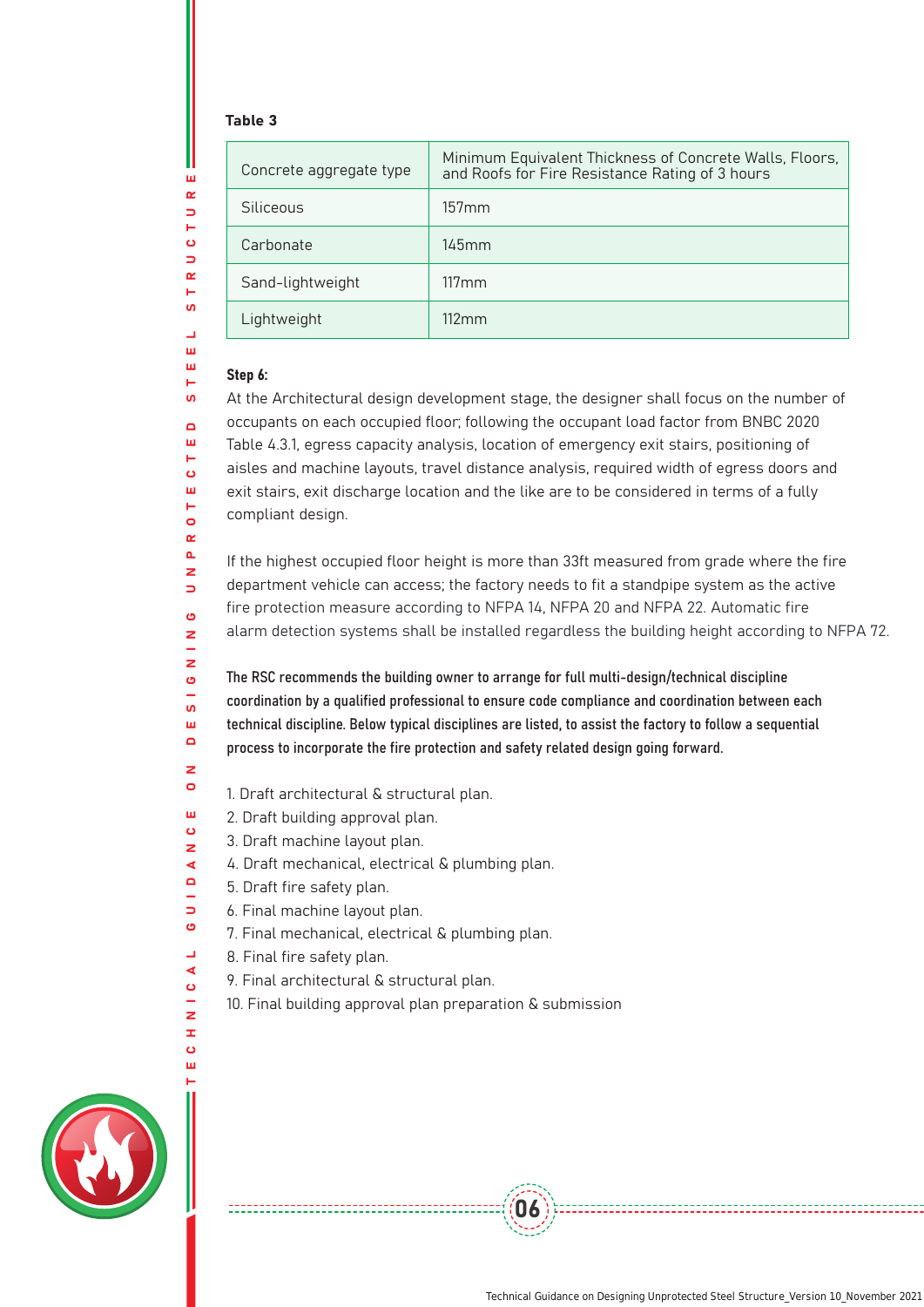**Table 3**

| Concrete aggregate type | Minimum Equivalent Thickness of Concrete Walls, Floors, and Roofs for Fire Resistance Rating of 3 hours |
|---|---|
| Siliceous | 157mm |
| Carbonate | 145mm |
| Sand-lightweight | 117mm |
| Lightweight | 112mm |

**Step 6:**

At the Architectural design development stage, the designer shall focus on the number of occupants on each occupied floor; following the occupant load factor from BNBC 2020 Table 4.3.1, egress capacity analysis, location of emergency exit stairs, positioning of aisles and machine layouts, travel distance analysis, required width of egress doors and exit stairs, exit discharge location and the like are to be considered in terms of a fully compliant design.

If the highest occupied floor height is more than 33ft measured from grade where the fire department vehicle can access; the factory needs to fit a standpipe system as the active fire protection measure according to NFPA 14, NFPA 20 and NFPA 22. Automatic fire alarm detection systems shall be installed regardless the building height according to NFPA 72.

**The RSC recommends the building owner to arrange for full multi-design/technical discipline coordination by a qualified professional to ensure code compliance and coordination between each technical discipline. Below typical disciplines are listed, to assist the factory to follow a sequential process to incorporate the fire protection and safety related design going forward.**

1. Draft architectural & structural plan.
2. Draft building approval plan.
3. Draft machine layout plan.
4. Draft mechanical, electrical & plumbing plan.
5. Draft fire safety plan.
6. Final machine layout plan.
7. Final mechanical, electrical & plumbing plan.
8. Final fire safety plan.
9. Final architectural & structural plan.
10. Final building approval plan preparation & submission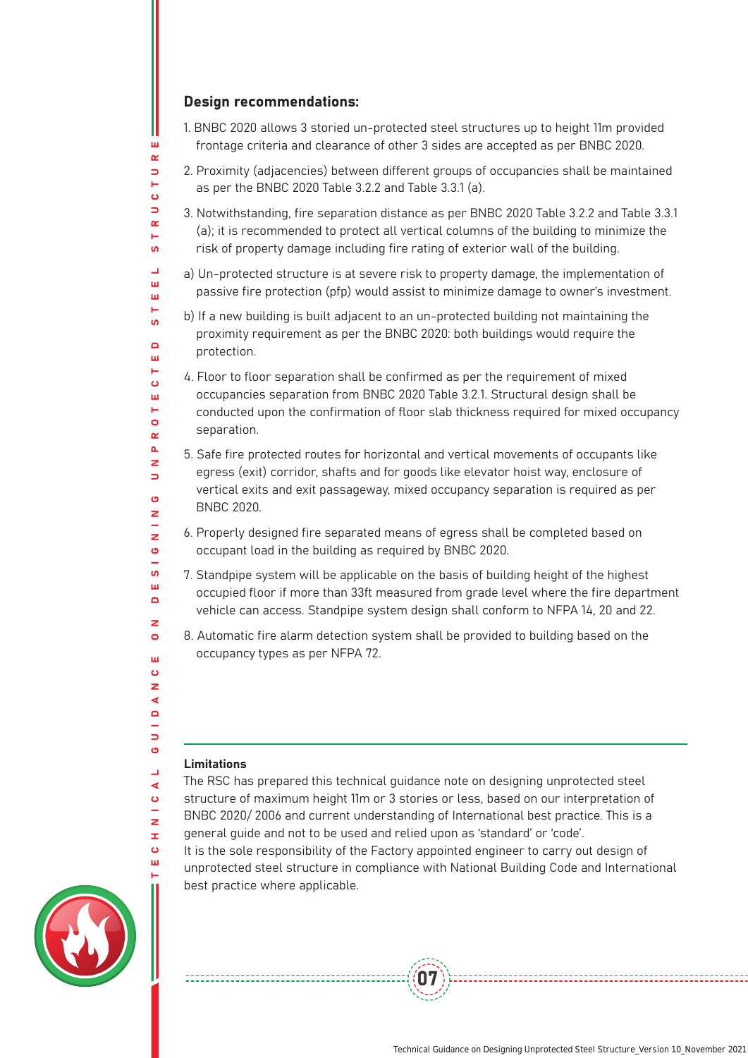## Design recommendations:

1. BNBC 2020 allows 3 storied un-protected steel structures up to height 11m provided frontage criteria and clearance of other 3 sides are accepted as per BNBC 2020.

2. Proximity (adjacencies) between different groups of occupancies shall be maintained as per the BNBC 2020 Table 3.2.2 and Table 3.3.1 (a).

3. Notwithstanding, fire separation distance as per BNBC 2020 Table 3.2.2 and Table 3.3.1 (a); it is recommended to protect all vertical columns of the building to minimize the risk of property damage including fire rating of exterior wall of the building.

a) Un-protected structure is at severe risk to property damage, the implementation of passive fire protection (pfp) would assist to minimize damage to owner's investment.

b) If a new building is built adjacent to an un-protected building not maintaining the proximity requirement as per the BNBC 2020: both buildings would require the protection.

4. Floor to floor separation shall be confirmed as per the requirement of mixed occupancies separation from BNBC 2020 Table 3.2.1. Structural design shall be conducted upon the confirmation of floor slab thickness required for mixed occupancy separation.

5. Safe fire protected routes for horizontal and vertical movements of occupants like egress (exit) corridor, shafts and for goods like elevator hoist way, enclosure of vertical exits and exit passageway, mixed occupancy separation is required as per BNBC 2020.

6. Properly designed fire separated means of egress shall be completed based on occupant load in the building as required by BNBC 2020.

7. Standpipe system will be applicable on the basis of building height of the highest occupied floor if more than 33ft measured from grade level where the fire department vehicle can access. Standpipe system design shall conform to NFPA 14, 20 and 22.

8. Automatic fire alarm detection system shall be provided to building based on the occupancy types as per NFPA 72.

---

**Limitations**

The RSC has prepared this technical guidance note on designing unprotected steel structure of maximum height 11m or 3 stories or less, based on our interpretation of BNBC 2020/ 2006 and current understanding of International best practice. This is a general guide and not to be used and relied upon as 'standard' or 'code'.

It is the sole responsibility of the Factory appointed engineer to carry out design of unprotected steel structure in compliance with National Building Code and International best practice where applicable.